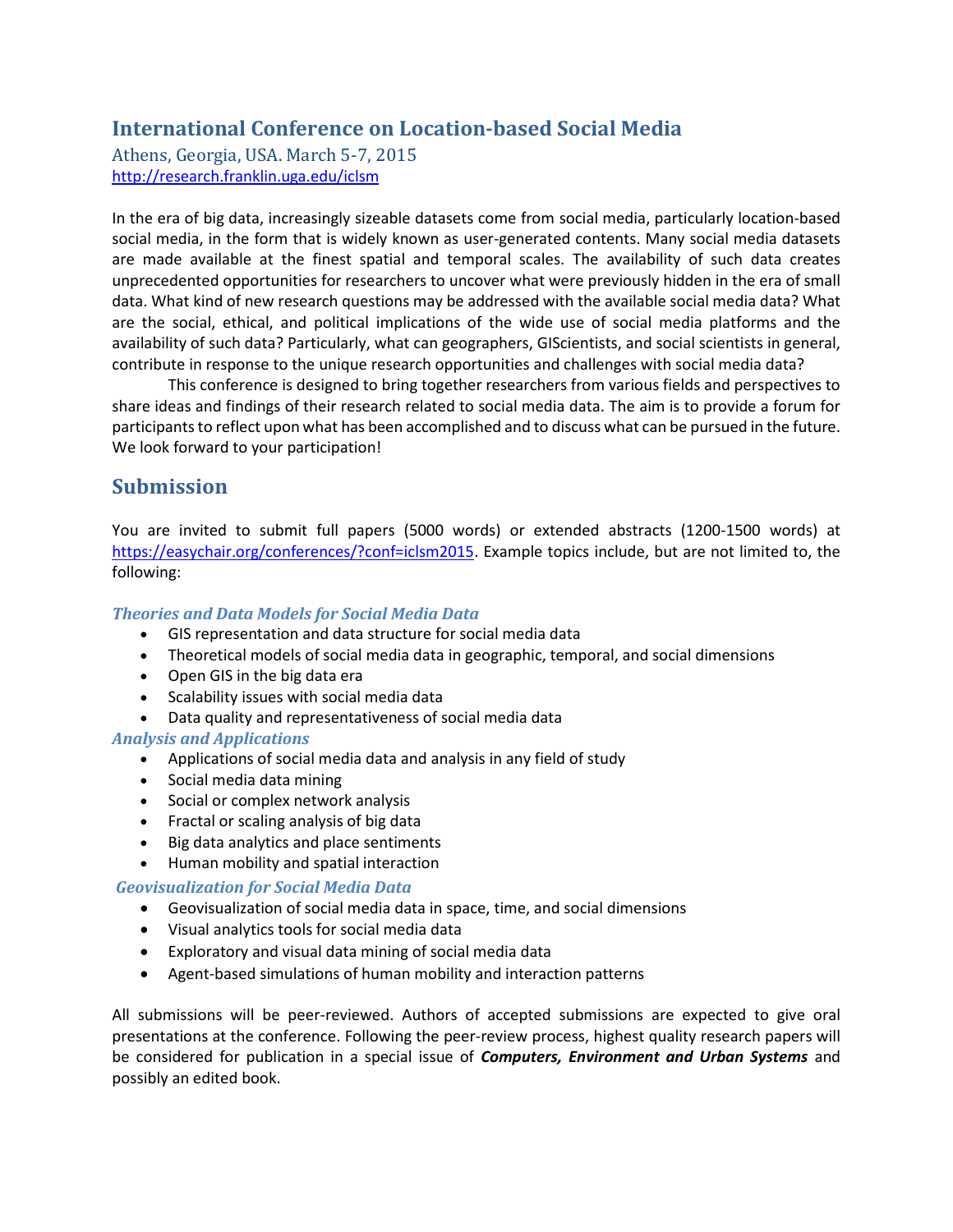# International Conference on Location-based Social Media

Athens, Georgia, USA. March 5-7, 2015

http://research.franklin.uga.edu/iclsm

In the era of big data, increasingly sizeable datasets come from social media, particularly location-based social media, in the form that is widely known as user-generated contents. Many social media datasets are made available at the finest spatial and temporal scales. The availability of such data creates unprecedented opportunities for researchers to uncover what were previously hidden in the era of small data. What kind of new research questions may be addressed with the available social media data? What are the social, ethical, and political implications of the wide use of social media platforms and the availability of such data? Particularly, what can geographers, GIScientists, and social scientists in general, contribute in response to the unique research opportunities and challenges with social media data?

This conference is designed to bring together researchers from various fields and perspectives to share ideas and findings of their research related to social media data. The aim is to provide a forum for participants to reflect upon what has been accomplished and to discuss what can be pursued in the future. We look forward to your participation!

## Submission

You are invited to submit full papers (5000 words) or extended abstracts (1200-1500 words) at https://easychair.org/conferences/?conf=iclsm2015. Example topics include, but are not limited to, the following:

### *Theories and Data Models for Social Media Data*

- GIS representation and data structure for social media data
- Theoretical models of social media data in geographic, temporal, and social dimensions
- Open GIS in the big data era
- Scalability issues with social media data
- Data quality and representativeness of social media data

### *Analysis and Applications*

- Applications of social media data and analysis in any field of study
- Social media data mining
- Social or complex network analysis
- Fractal or scaling analysis of big data
- Big data analytics and place sentiments
- Human mobility and spatial interaction

### *Geovisualization for Social Media Data*

- Geovisualization of social media data in space, time, and social dimensions
- Visual analytics tools for social media data
- Exploratory and visual data mining of social media data
- Agent-based simulations of human mobility and interaction patterns

All submissions will be peer-reviewed. Authors of accepted submissions are expected to give oral presentations at the conference. Following the peer-review process, highest quality research papers will be considered for publication in a special issue of ***Computers, Environment and Urban Systems*** and possibly an edited book.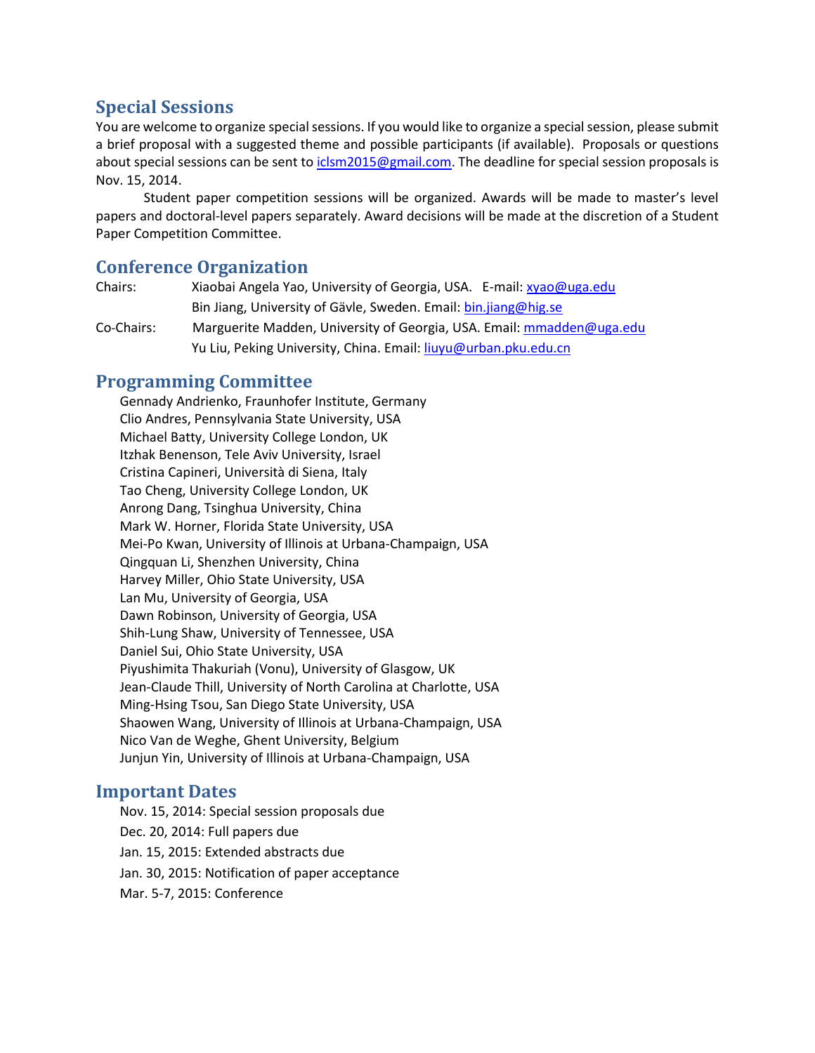## Special Sessions

You are welcome to organize special sessions. If you would like to organize a special session, please submit a brief proposal with a suggested theme and possible participants (if available). Proposals or questions about special sessions can be sent to iclsm2015@gmail.com. The deadline for special session proposals is Nov. 15, 2014.

Student paper competition sessions will be organized. Awards will be made to master's level papers and doctoral-level papers separately. Award decisions will be made at the discretion of a Student Paper Competition Committee.

## Conference Organization

Chairs: Xiaobai Angela Yao, University of Georgia, USA. E-mail: xyao@uga.edu
Bin Jiang, University of Gävle, Sweden. Email: bin.jiang@hig.se

Co-Chairs: Marguerite Madden, University of Georgia, USA. Email: mmadden@uga.edu
Yu Liu, Peking University, China. Email: liuyu@urban.pku.edu.cn

## Programming Committee

Gennady Andrienko, Fraunhofer Institute, Germany
Clio Andres, Pennsylvania State University, USA
Michael Batty, University College London, UK
Itzhak Benenson, Tele Aviv University, Israel
Cristina Capineri, Università di Siena, Italy
Tao Cheng, University College London, UK
Anrong Dang, Tsinghua University, China
Mark W. Horner, Florida State University, USA
Mei-Po Kwan, University of Illinois at Urbana-Champaign, USA
Qingquan Li, Shenzhen University, China
Harvey Miller, Ohio State University, USA
Lan Mu, University of Georgia, USA
Dawn Robinson, University of Georgia, USA
Shih-Lung Shaw, University of Tennessee, USA
Daniel Sui, Ohio State University, USA
Piyushimita Thakuriah (Vonu), University of Glasgow, UK
Jean-Claude Thill, University of North Carolina at Charlotte, USA
Ming-Hsing Tsou, San Diego State University, USA
Shaowen Wang, University of Illinois at Urbana-Champaign, USA
Nico Van de Weghe, Ghent University, Belgium
Junjun Yin, University of Illinois at Urbana-Champaign, USA

## Important Dates

Nov. 15, 2014: Special session proposals due
Dec. 20, 2014: Full papers due
Jan. 15, 2015: Extended abstracts due
Jan. 30, 2015: Notification of paper acceptance
Mar. 5-7, 2015: Conference